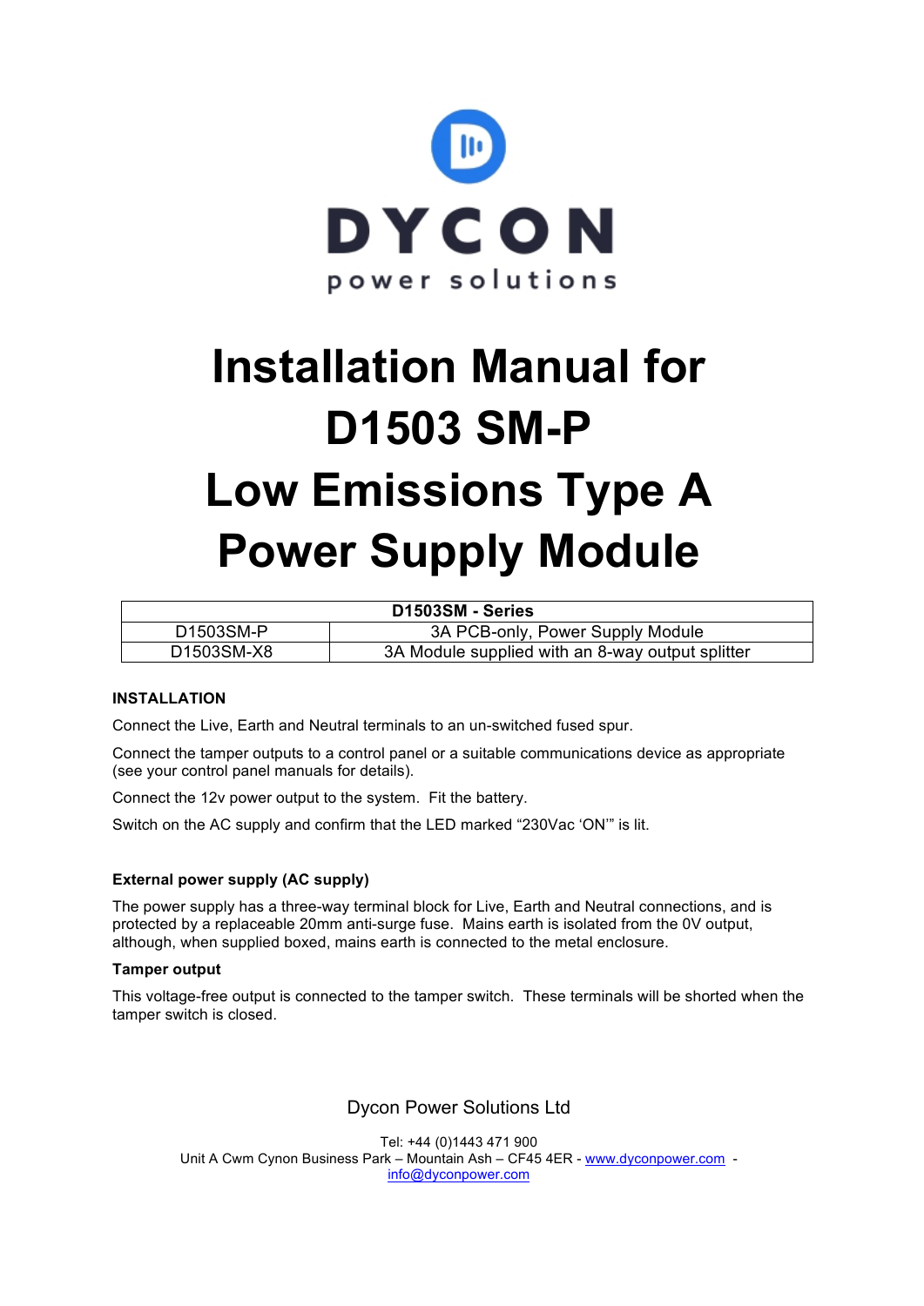DYCON

power solutions

# Installation Manual for D1503 SM-P Low Emissions Type A Power Supply Module

| D1503SM - Series | |
|---|---|
| D1503SM-P | 3A PCB-only, Power Supply Module |
| D1503SM-X8 | 3A Module supplied with an 8-way output splitter |

## INSTALLATION

Connect the Live, Earth and Neutral terminals to an un-switched fused spur.

Connect the tamper outputs to a control panel or a suitable communications device as appropriate (see your control panel manuals for details).

Connect the 12v power output to the system. Fit the battery.

Switch on the AC supply and confirm that the LED marked "230Vac 'ON'" is lit.

### External power supply (AC supply)

The power supply has a three-way terminal block for Live, Earth and Neutral connections, and is protected by a replaceable 20mm anti-surge fuse. Mains earth is isolated from the 0V output, although, when supplied boxed, mains earth is connected to the metal enclosure.

### Tamper output

This voltage-free output is connected to the tamper switch. These terminals will be shorted when the tamper switch is closed.

Dycon Power Solutions Ltd

Tel: +44 (0)1443 471 900
Unit A Cwm Cynon Business Park – Mountain Ash – CF45 4ER - www.dyconpower.com - info@dyconpower.com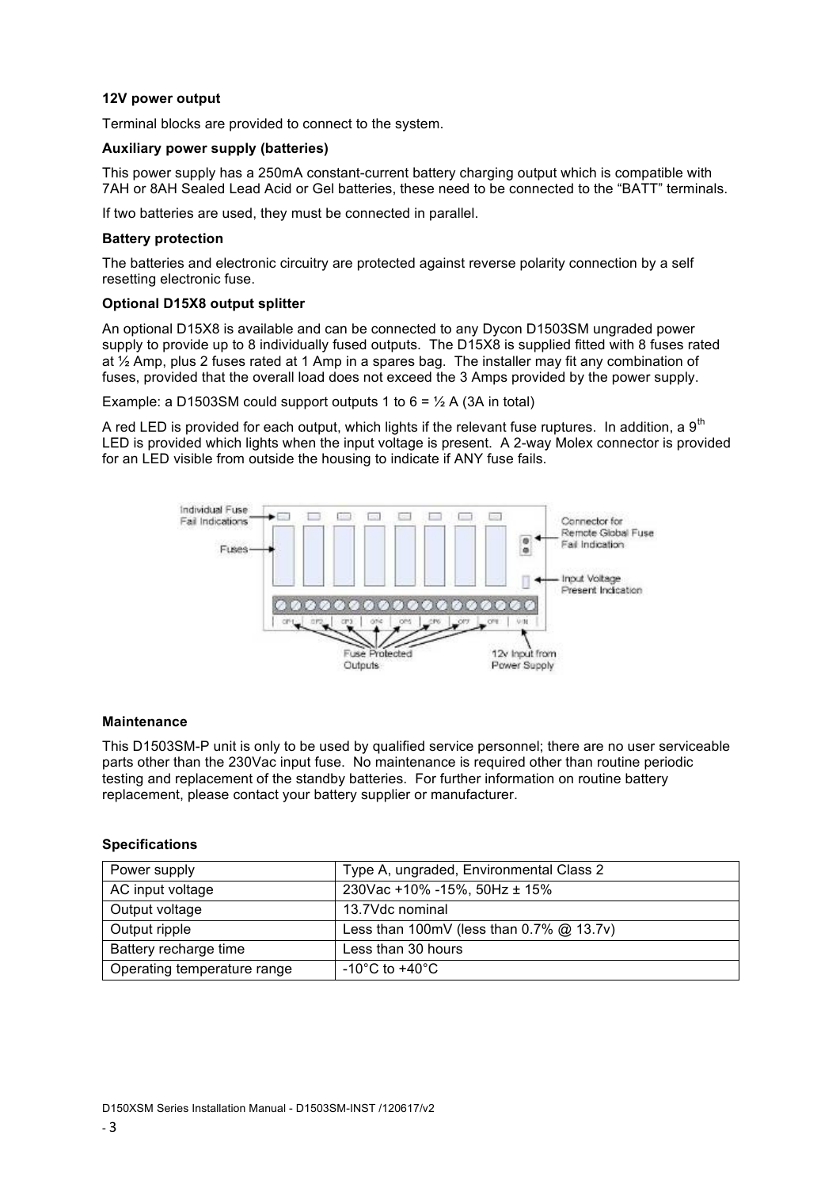**12V power output**

Terminal blocks are provided to connect to the system.

**Auxiliary power supply (batteries)**

This power supply has a 250mA constant-current battery charging output which is compatible with 7AH or 8AH Sealed Lead Acid or Gel batteries, these need to be connected to the "BATT" terminals.

If two batteries are used, they must be connected in parallel.

**Battery protection**

The batteries and electronic circuitry are protected against reverse polarity connection by a self resetting electronic fuse.

**Optional D15X8 output splitter**

An optional D15X8 is available and can be connected to any Dycon D1503SM ungraded power supply to provide up to 8 individually fused outputs. The D15X8 is supplied fitted with 8 fuses rated at ½ Amp, plus 2 fuses rated at 1 Amp in a spares bag. The installer may fit any combination of fuses, provided that the overall load does not exceed the 3 Amps provided by the power supply.

Example: a D1503SM could support outputs 1 to 6 = ½ A (3A in total)

A red LED is provided for each output, which lights if the relevant fuse ruptures. In addition, a 9th LED is provided which lights when the input voltage is present. A 2-way Molex connector is provided for an LED visible from outside the housing to indicate if ANY fuse fails.

**Maintenance**

This D1503SM-P unit is only to be used by qualified service personnel; there are no user serviceable parts other than the 230Vac input fuse. No maintenance is required other than routine periodic testing and replacement of the standby batteries. For further information on routine battery replacement, please contact your battery supplier or manufacturer.

**Specifications**

| Power supply | Type A, ungraded, Environmental Class 2 |
|---|---|
| AC input voltage | 230Vac +10% -15%, 50Hz ± 15% |
| Output voltage | 13.7Vdc nominal |
| Output ripple | Less than 100mV (less than 0.7% @ 13.7v) |
| Battery recharge time | Less than 30 hours |
| Operating temperature range | -10°C to +40°C |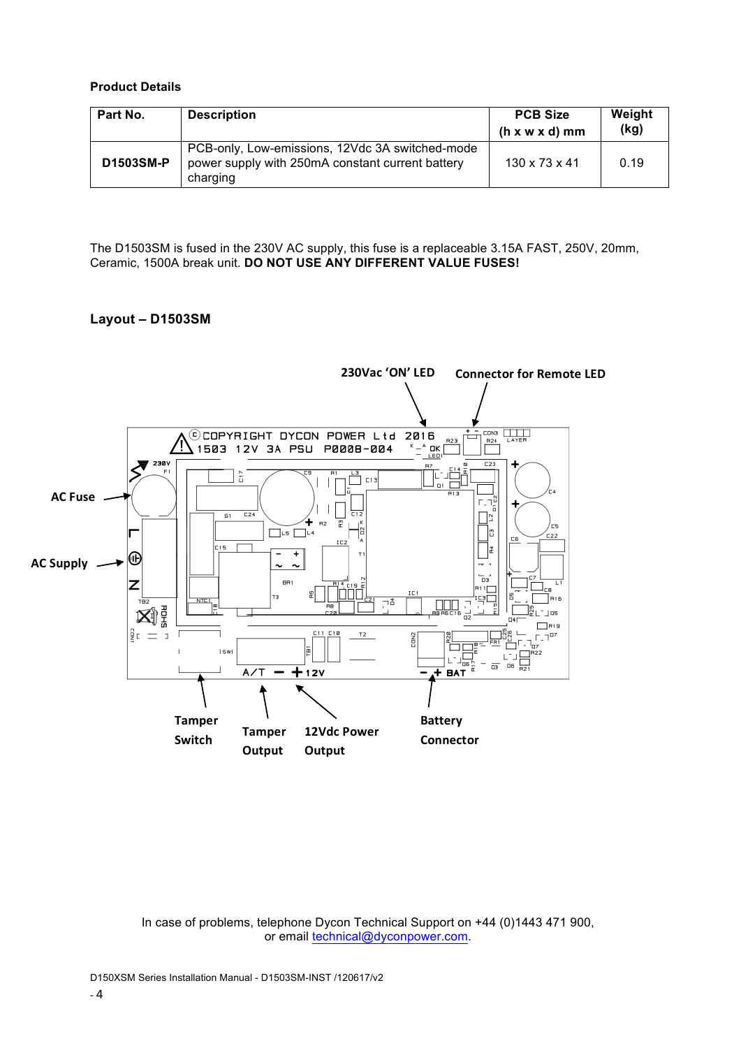**Product Details**

| Part No. | Description | PCB Size (h x w x d) mm | Weight (kg) |
|---|---|---|---|
| **D1503SM-P** | PCB-only, Low-emissions, 12Vdc 3A switched-mode power supply with 250mA constant current battery charging | 130 x 73 x 41 | 0.19 |

The D1503SM is fused in the 230V AC supply, this fuse is a replaceable 3.15A FAST, 250V, 20mm, Ceramic, 1500A break unit. **DO NOT USE ANY DIFFERENT VALUE FUSES!**

## Layout – D1503SM

230Vac 'ON' LED

Connector for Remote LED

AC Fuse

AC Supply

Tamper Switch

Tamper Output

12Vdc Power Output

Battery Connector

In case of problems, telephone Dycon Technical Support on +44 (0)1443 471 900, or email technical@dyconpower.com.

D150XSM Series Installation Manual - D1503SM-INST /120617/v2